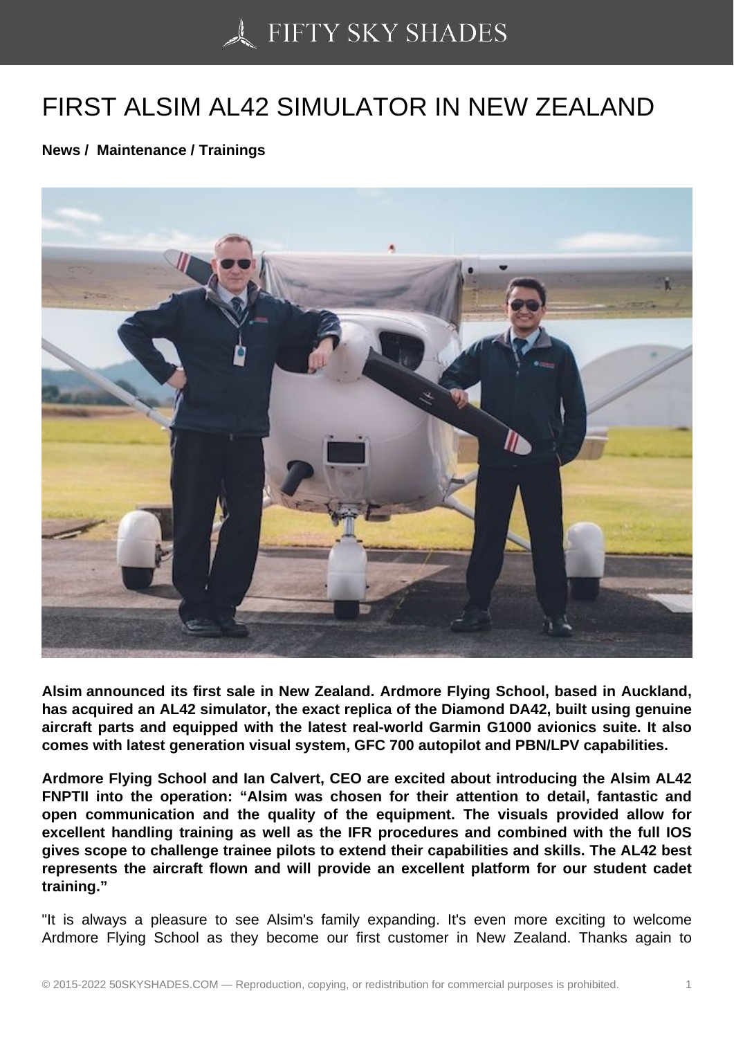# FIRST ALSIM AL42 SIMULATOR IN NEW ZEALAND

**News / Maintenance / Trainings**

**Alsim announced its first sale in New Zealand. Ardmore Flying School, based in Auckland, has acquired an AL42 simulator, the exact replica of the Diamond DA42, built using genuine aircraft parts and equipped with the latest real-world Garmin G1000 avionics suite. It also comes with latest generation visual system, GFC 700 autopilot and PBN/LPV capabilities.**

**Ardmore Flying School and Ian Calvert, CEO are excited about introducing the Alsim AL42 FNPTII into the operation: "Alsim was chosen for their attention to detail, fantastic and open communication and the quality of the equipment. The visuals provided allow for excellent handling training as well as the IFR procedures and combined with the full IOS gives scope to challenge trainee pilots to extend their capabilities and skills. The AL42 best represents the aircraft flown and will provide an excellent platform for our student cadet training."**

"It is always a pleasure to see Alsim's family expanding. It's even more exciting to welcome Ardmore Flying School as they become our first customer in New Zealand. Thanks again to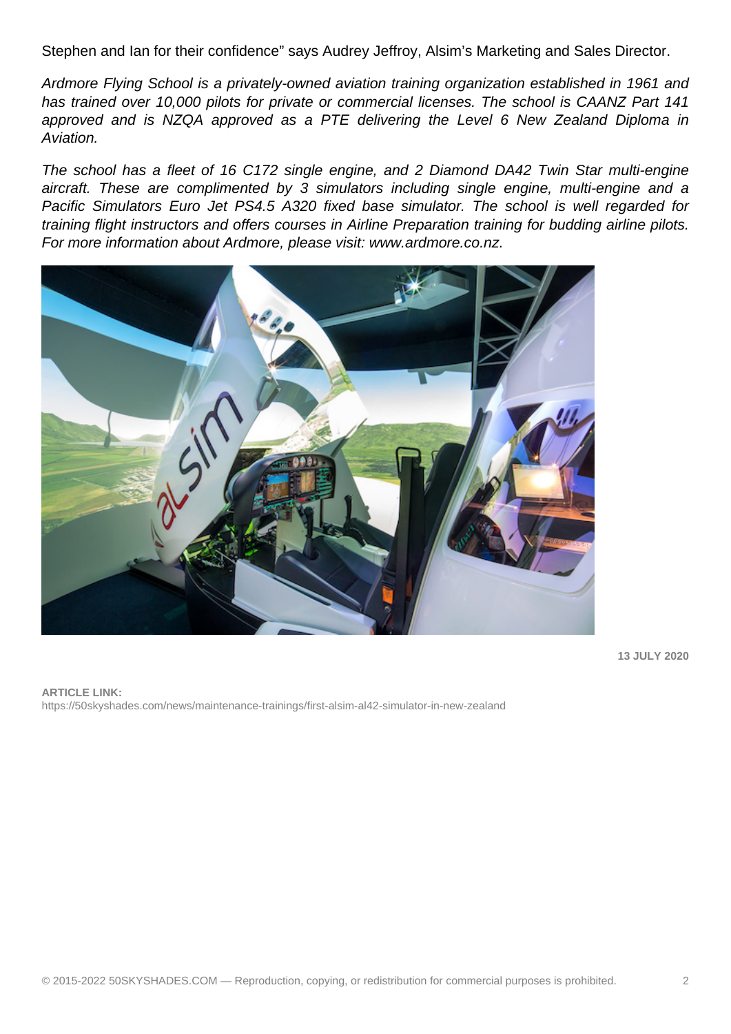Stephen and Ian for their confidence" says Audrey Jeffroy, Alsim's Marketing and Sales Director.

*Ardmore Flying School is a privately-owned aviation training organization established in 1961 and has trained over 10,000 pilots for private or commercial licenses. The school is CAANZ Part 141 approved and is NZQA approved as a PTE delivering the Level 6 New Zealand Diploma in Aviation.*

*The school has a fleet of 16 C172 single engine, and 2 Diamond DA42 Twin Star multi-engine aircraft. These are complimented by 3 simulators including single engine, multi-engine and a Pacific Simulators Euro Jet PS4.5 A320 fixed base simulator. The school is well regarded for training flight instructors and offers courses in Airline Preparation training for budding airline pilots. For more information about Ardmore, please visit: www.ardmore.co.nz.*

**13 JULY 2020**

**ARTICLE LINK:**
https://50skyshades.com/news/maintenance-trainings/first-alsim-al42-simulator-in-new-zealand